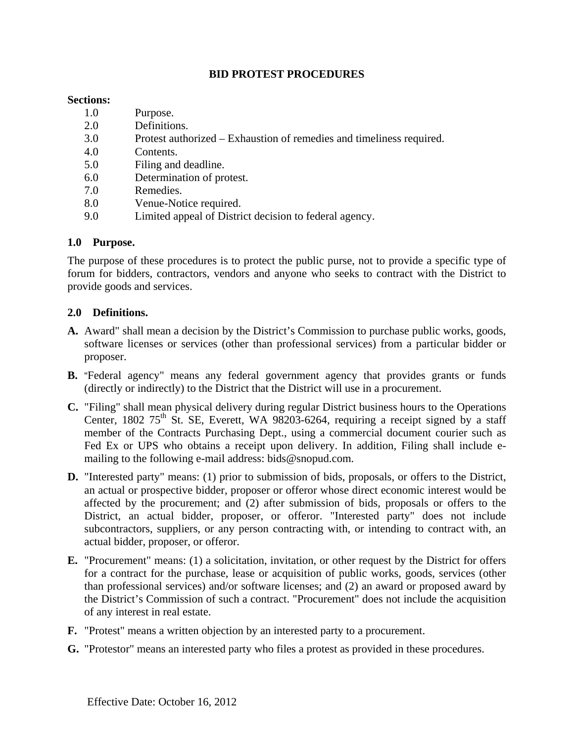# BID PROTEST PROCEDURES

**Sections:**

| | |
|---|---|
| 1.0 | Purpose. |
| 2.0 | Definitions. |
| 3.0 | Protest authorized – Exhaustion of remedies and timeliness required. |
| 4.0 | Contents. |
| 5.0 | Filing and deadline. |
| 6.0 | Determination of protest. |
| 7.0 | Remedies. |
| 8.0 | Venue-Notice required. |
| 9.0 | Limited appeal of District decision to federal agency. |

## 1.0 Purpose.

The purpose of these procedures is to protect the public purse, not to provide a specific type of forum for bidders, contractors, vendors and anyone who seeks to contract with the District to provide goods and services.

## 2.0 Definitions.

**A.** Award" shall mean a decision by the District's Commission to purchase public works, goods, software licenses or services (other than professional services) from a particular bidder or proposer.

**B.** "Federal agency" means any federal government agency that provides grants or funds (directly or indirectly) to the District that the District will use in a procurement.

**C.** "Filing" shall mean physical delivery during regular District business hours to the Operations Center, 1802 75th St. SE, Everett, WA 98203-6264, requiring a receipt signed by a staff member of the Contracts Purchasing Dept., using a commercial document courier such as Fed Ex or UPS who obtains a receipt upon delivery. In addition, Filing shall include e-mailing to the following e-mail address: bids@snopud.com.

**D.** "Interested party" means: (1) prior to submission of bids, proposals, or offers to the District, an actual or prospective bidder, proposer or offeror whose direct economic interest would be affected by the procurement; and (2) after submission of bids, proposals or offers to the District, an actual bidder, proposer, or offeror. "Interested party" does not include subcontractors, suppliers, or any person contracting with, or intending to contract with, an actual bidder, proposer, or offeror.

**E.** "Procurement" means: (1) a solicitation, invitation, or other request by the District for offers for a contract for the purchase, lease or acquisition of public works, goods, services (other than professional services) and/or software licenses; and (2) an award or proposed award by the District's Commission of such a contract. "Procurement" does not include the acquisition of any interest in real estate.

**F.** "Protest" means a written objection by an interested party to a procurement.

**G.** "Protestor" means an interested party who files a protest as provided in these procedures.

Effective Date: October 16, 2012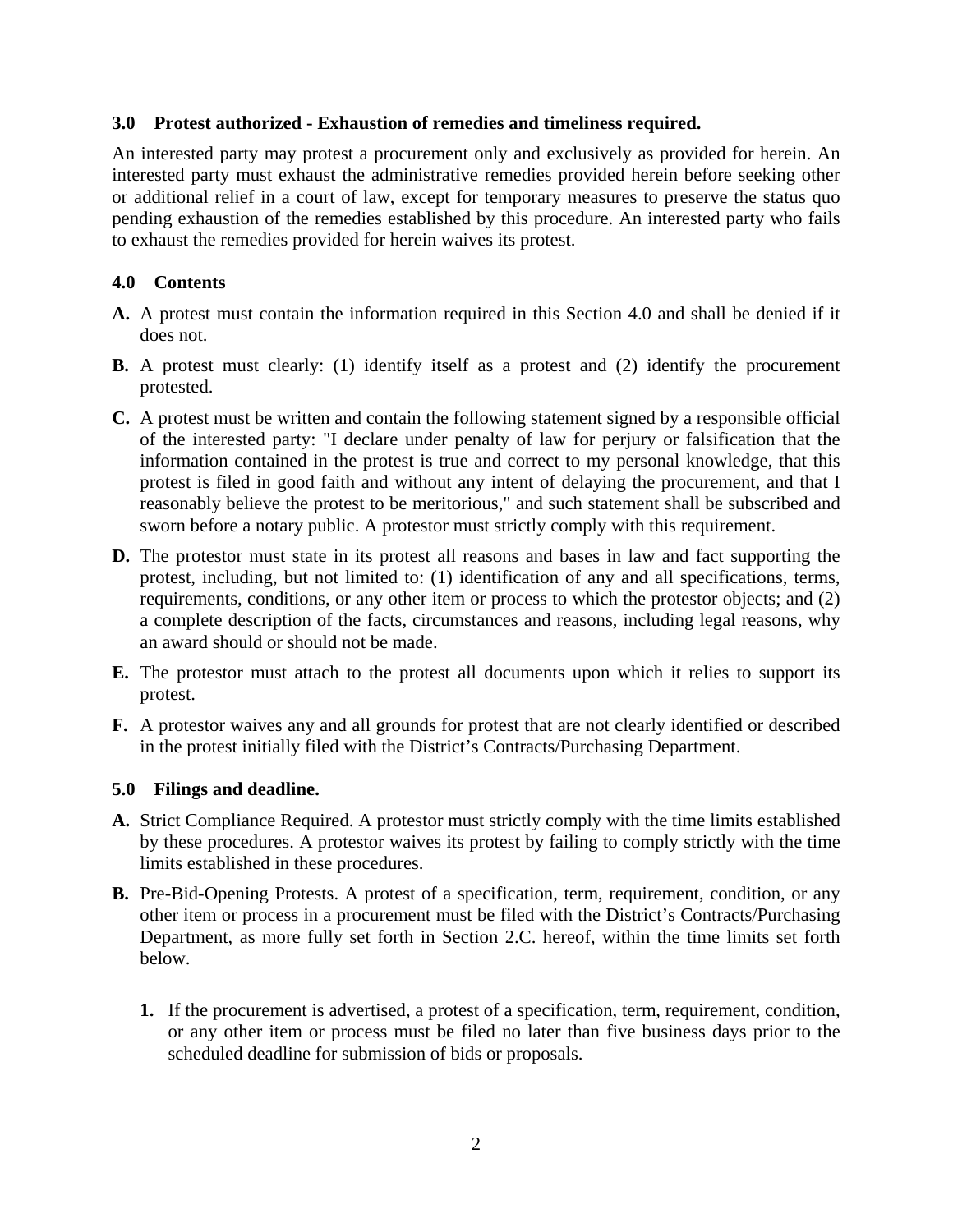### 3.0 Protest authorized - Exhaustion of remedies and timeliness required.

An interested party may protest a procurement only and exclusively as provided for herein. An interested party must exhaust the administrative remedies provided herein before seeking other or additional relief in a court of law, except for temporary measures to preserve the status quo pending exhaustion of the remedies established by this procedure. An interested party who fails to exhaust the remedies provided for herein waives its protest.

### 4.0 Contents

**A.** A protest must contain the information required in this Section 4.0 and shall be denied if it does not.

**B.** A protest must clearly: (1) identify itself as a protest and (2) identify the procurement protested.

**C.** A protest must be written and contain the following statement signed by a responsible official of the interested party: "I declare under penalty of law for perjury or falsification that the information contained in the protest is true and correct to my personal knowledge, that this protest is filed in good faith and without any intent of delaying the procurement, and that I reasonably believe the protest to be meritorious," and such statement shall be subscribed and sworn before a notary public. A protestor must strictly comply with this requirement.

**D.** The protestor must state in its protest all reasons and bases in law and fact supporting the protest, including, but not limited to: (1) identification of any and all specifications, terms, requirements, conditions, or any other item or process to which the protestor objects; and (2) a complete description of the facts, circumstances and reasons, including legal reasons, why an award should or should not be made.

**E.** The protestor must attach to the protest all documents upon which it relies to support its protest.

**F.** A protestor waives any and all grounds for protest that are not clearly identified or described in the protest initially filed with the District's Contracts/Purchasing Department.

### 5.0 Filings and deadline.

**A.** Strict Compliance Required. A protestor must strictly comply with the time limits established by these procedures. A protestor waives its protest by failing to comply strictly with the time limits established in these procedures.

**B.** Pre-Bid-Opening Protests. A protest of a specification, term, requirement, condition, or any other item or process in a procurement must be filed with the District's Contracts/Purchasing Department, as more fully set forth in Section 2.C. hereof, within the time limits set forth below.

   **1.** If the procurement is advertised, a protest of a specification, term, requirement, condition, or any other item or process must be filed no later than five business days prior to the scheduled deadline for submission of bids or proposals.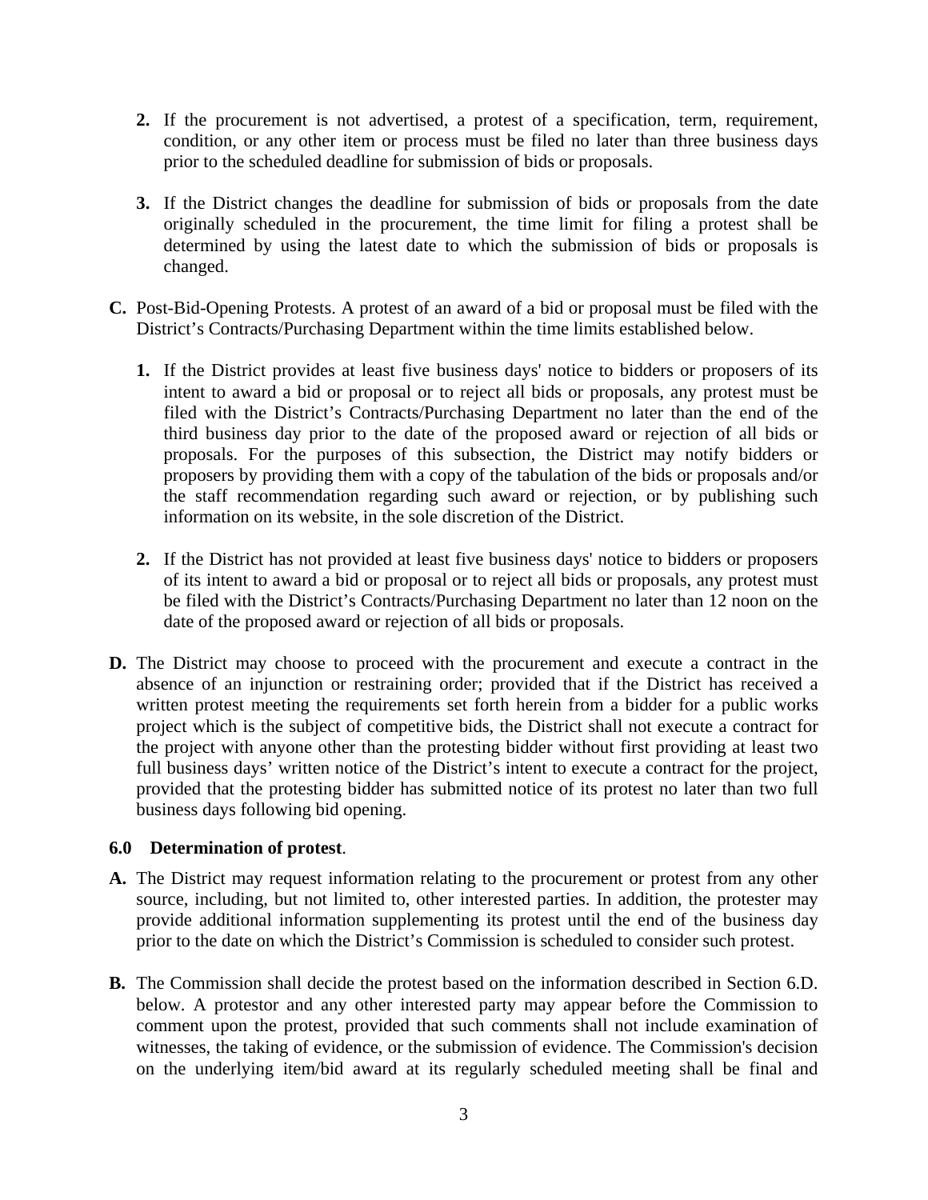2. If the procurement is not advertised, a protest of a specification, term, requirement, condition, or any other item or process must be filed no later than three business days prior to the scheduled deadline for submission of bids or proposals.

3. If the District changes the deadline for submission of bids or proposals from the date originally scheduled in the procurement, the time limit for filing a protest shall be determined by using the latest date to which the submission of bids or proposals is changed.

**C.** Post-Bid-Opening Protests. A protest of an award of a bid or proposal must be filed with the District's Contracts/Purchasing Department within the time limits established below.

1. If the District provides at least five business days' notice to bidders or proposers of its intent to award a bid or proposal or to reject all bids or proposals, any protest must be filed with the District's Contracts/Purchasing Department no later than the end of the third business day prior to the date of the proposed award or rejection of all bids or proposals. For the purposes of this subsection, the District may notify bidders or proposers by providing them with a copy of the tabulation of the bids or proposals and/or the staff recommendation regarding such award or rejection, or by publishing such information on its website, in the sole discretion of the District.

2. If the District has not provided at least five business days' notice to bidders or proposers of its intent to award a bid or proposal or to reject all bids or proposals, any protest must be filed with the District's Contracts/Purchasing Department no later than 12 noon on the date of the proposed award or rejection of all bids or proposals.

**D.** The District may choose to proceed with the procurement and execute a contract in the absence of an injunction or restraining order; provided that if the District has received a written protest meeting the requirements set forth herein from a bidder for a public works project which is the subject of competitive bids, the District shall not execute a contract for the project with anyone other than the protesting bidder without first providing at least two full business days' written notice of the District's intent to execute a contract for the project, provided that the protesting bidder has submitted notice of its protest no later than two full business days following bid opening.

### 6.0 Determination of protest.

**A.** The District may request information relating to the procurement or protest from any other source, including, but not limited to, other interested parties. In addition, the protester may provide additional information supplementing its protest until the end of the business day prior to the date on which the District's Commission is scheduled to consider such protest.

**B.** The Commission shall decide the protest based on the information described in Section 6.D. below. A protestor and any other interested party may appear before the Commission to comment upon the protest, provided that such comments shall not include examination of witnesses, the taking of evidence, or the submission of evidence. The Commission's decision on the underlying item/bid award at its regularly scheduled meeting shall be final and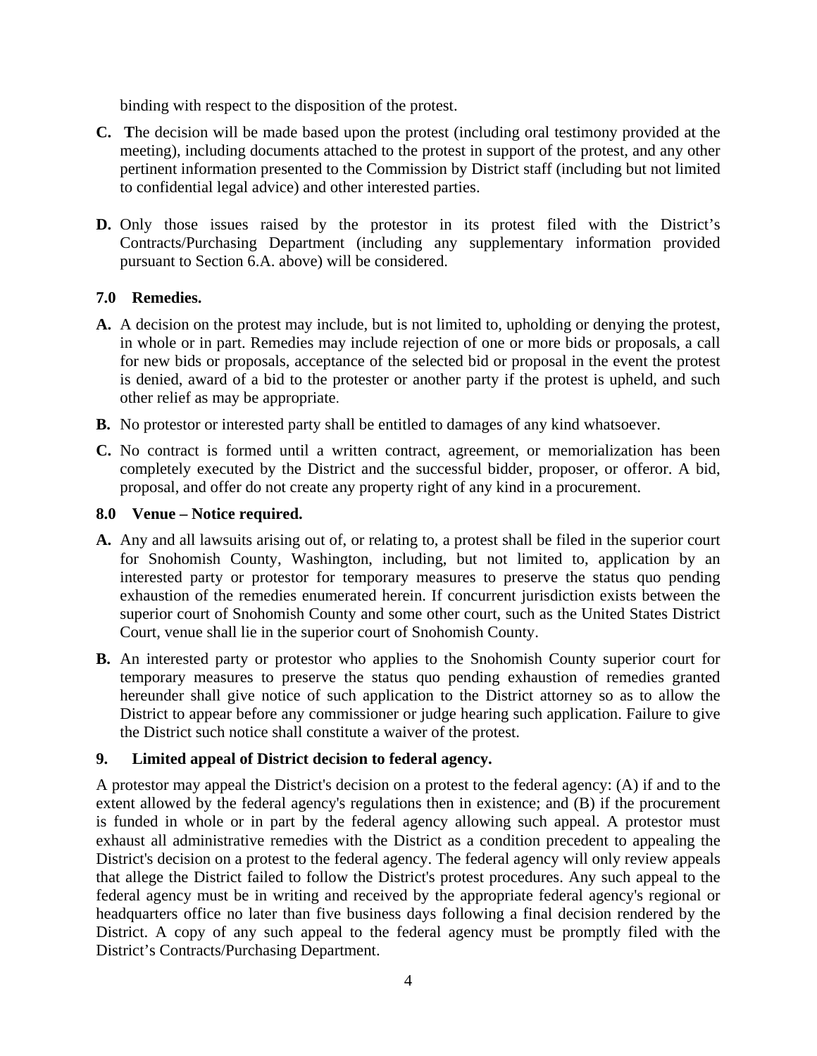binding with respect to the disposition of the protest.

**C.** **T**he decision will be made based upon the protest (including oral testimony provided at the meeting), including documents attached to the protest in support of the protest, and any other pertinent information presented to the Commission by District staff (including but not limited to confidential legal advice) and other interested parties.

**D.** Only those issues raised by the protestor in its protest filed with the District's Contracts/Purchasing Department (including any supplementary information provided pursuant to Section 6.A. above) will be considered.

**7.0 Remedies.**

**A.** A decision on the protest may include, but is not limited to, upholding or denying the protest, in whole or in part. Remedies may include rejection of one or more bids or proposals, a call for new bids or proposals, acceptance of the selected bid or proposal in the event the protest is denied, award of a bid to the protester or another party if the protest is upheld, and such other relief as may be appropriate.

**B.** No protestor or interested party shall be entitled to damages of any kind whatsoever.

**C.** No contract is formed until a written contract, agreement, or memorialization has been completely executed by the District and the successful bidder, proposer, or offeror. A bid, proposal, and offer do not create any property right of any kind in a procurement.

**8.0 Venue – Notice required.**

**A.** Any and all lawsuits arising out of, or relating to, a protest shall be filed in the superior court for Snohomish County, Washington, including, but not limited to, application by an interested party or protestor for temporary measures to preserve the status quo pending exhaustion of the remedies enumerated herein. If concurrent jurisdiction exists between the superior court of Snohomish County and some other court, such as the United States District Court, venue shall lie in the superior court of Snohomish County.

**B.** An interested party or protestor who applies to the Snohomish County superior court for temporary measures to preserve the status quo pending exhaustion of remedies granted hereunder shall give notice of such application to the District attorney so as to allow the District to appear before any commissioner or judge hearing such application. Failure to give the District such notice shall constitute a waiver of the protest.

**9. Limited appeal of District decision to federal agency.**

A protestor may appeal the District's decision on a protest to the federal agency: (A) if and to the extent allowed by the federal agency's regulations then in existence; and (B) if the procurement is funded in whole or in part by the federal agency allowing such appeal. A protestor must exhaust all administrative remedies with the District as a condition precedent to appealing the District's decision on a protest to the federal agency. The federal agency will only review appeals that allege the District failed to follow the District's protest procedures. Any such appeal to the federal agency must be in writing and received by the appropriate federal agency's regional or headquarters office no later than five business days following a final decision rendered by the District. A copy of any such appeal to the federal agency must be promptly filed with the District's Contracts/Purchasing Department.